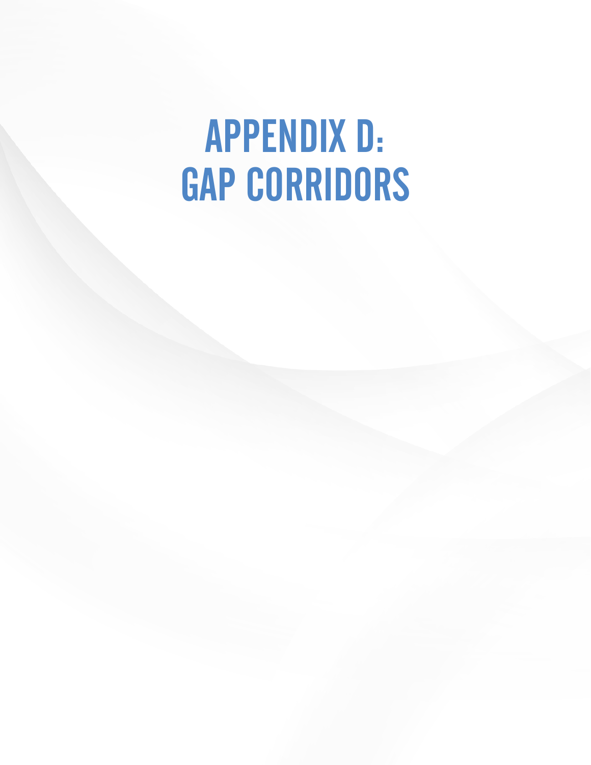# APPENDIX D: GAP CORRIDORS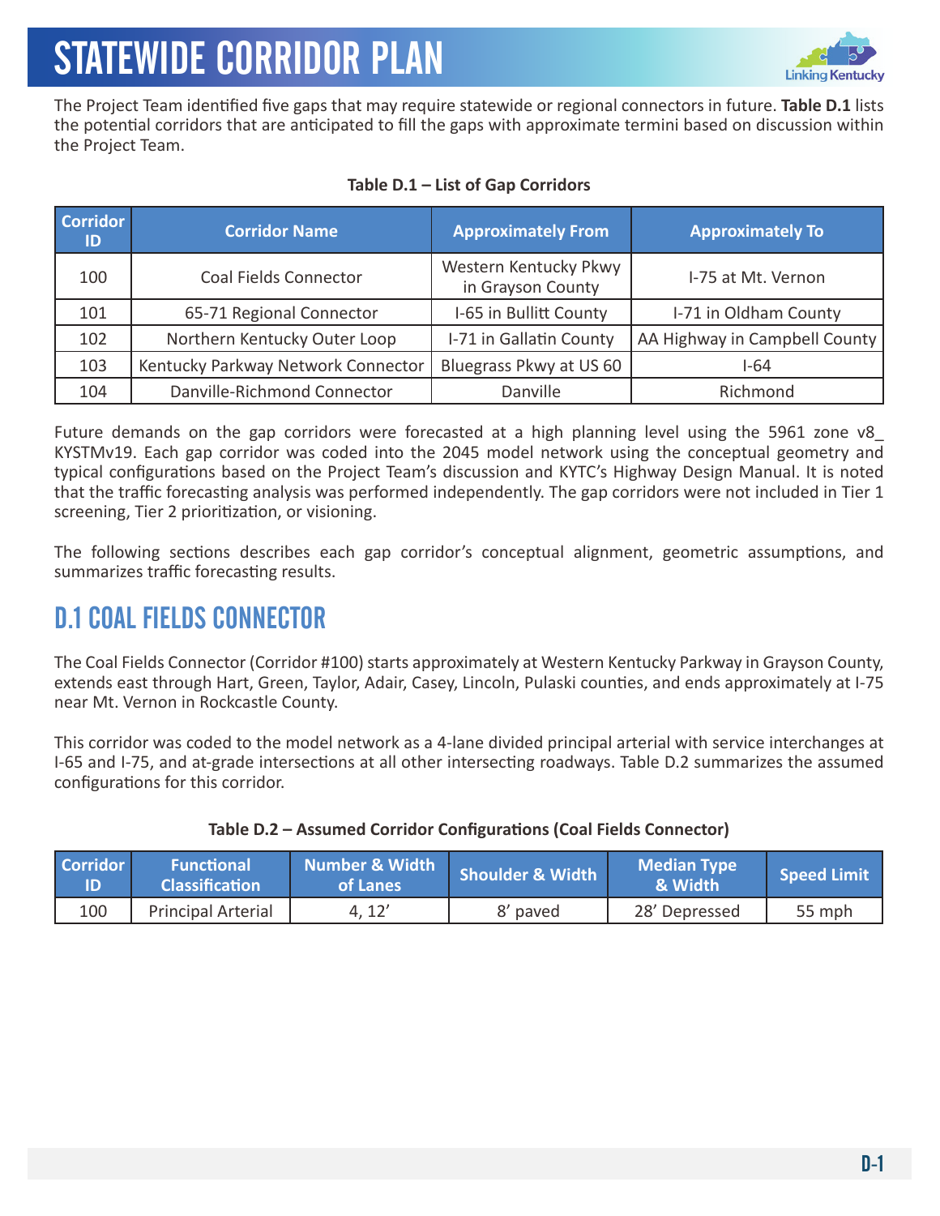# STATEWIDE CORRIDOR PLAN

The Project Team identified five gaps that may require statewide or regional connectors in future. **Table D.1** lists the potential corridors that are anticipated to fill the gaps with approximate termini based on discussion within the Project Team.

**Table D.1 – List of Gap Corridors**

| Corridor ID | Corridor Name | Approximately From | Approximately To |
|---|---|---|---|
| 100 | Coal Fields Connector | Western Kentucky Pkwy in Grayson County | I-75 at Mt. Vernon |
| 101 | 65-71 Regional Connector | I-65 in Bullitt County | I-71 in Oldham County |
| 102 | Northern Kentucky Outer Loop | I-71 in Gallatin County | AA Highway in Campbell County |
| 103 | Kentucky Parkway Network Connector | Bluegrass Pkwy at US 60 | I-64 |
| 104 | Danville-Richmond Connector | Danville | Richmond |

Future demands on the gap corridors were forecasted at a high planning level using the 5961 zone v8_KYSTMv19. Each gap corridor was coded into the 2045 model network using the conceptual geometry and typical configurations based on the Project Team's discussion and KYTC's Highway Design Manual. It is noted that the traffic forecasting analysis was performed independently. The gap corridors were not included in Tier 1 screening, Tier 2 prioritization, or visioning.

The following sections describes each gap corridor's conceptual alignment, geometric assumptions, and summarizes traffic forecasting results.

## D.1 COAL FIELDS CONNECTOR

The Coal Fields Connector (Corridor #100) starts approximately at Western Kentucky Parkway in Grayson County, extends east through Hart, Green, Taylor, Adair, Casey, Lincoln, Pulaski counties, and ends approximately at I-75 near Mt. Vernon in Rockcastle County.

This corridor was coded to the model network as a 4-lane divided principal arterial with service interchanges at I-65 and I-75, and at-grade intersections at all other intersecting roadways. Table D.2 summarizes the assumed configurations for this corridor.

**Table D.2 – Assumed Corridor Configurations (Coal Fields Connector)**

| Corridor ID | Functional Classification | Number & Width of Lanes | Shoulder & Width | Median Type & Width | Speed Limit |
|---|---|---|---|---|---|
| 100 | Principal Arterial | 4, 12' | 8' paved | 28' Depressed | 55 mph |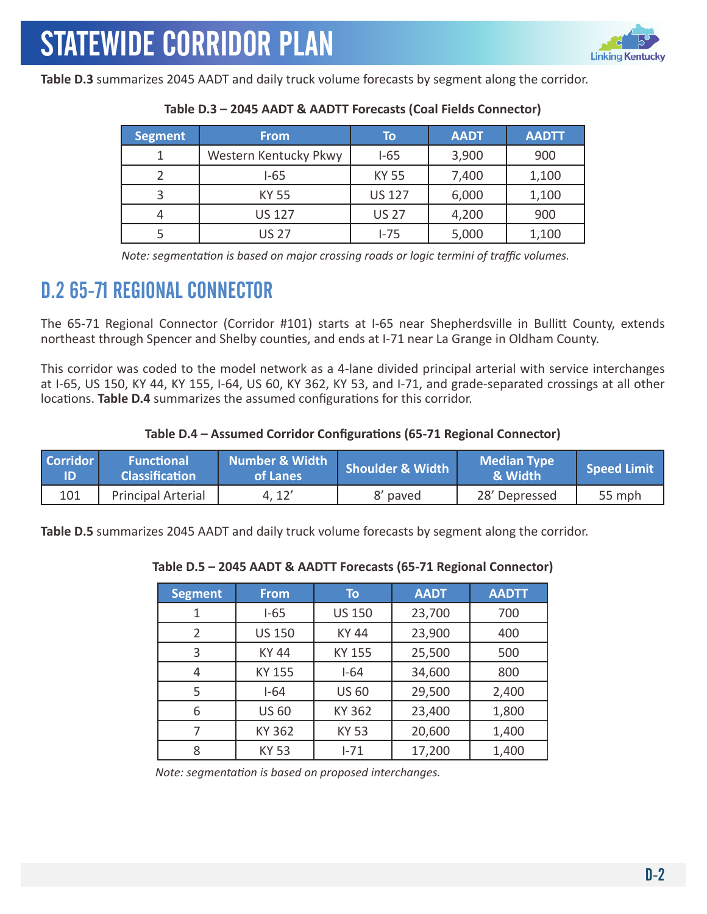**Table D.3** summarizes 2045 AADT and daily truck volume forecasts by segment along the corridor.

**Table D.3 – 2045 AADT & AADTT Forecasts (Coal Fields Connector)**

| Segment | From | To | AADT | AADTT |
|---|---|---|---|---|
| 1 | Western Kentucky Pkwy | I-65 | 3,900 | 900 |
| 2 | I-65 | KY 55 | 7,400 | 1,100 |
| 3 | KY 55 | US 127 | 6,000 | 1,100 |
| 4 | US 127 | US 27 | 4,200 | 900 |
| 5 | US 27 | I-75 | 5,000 | 1,100 |

*Note: segmentation is based on major crossing roads or logic termini of traffic volumes.*

## D.2 65-71 REGIONAL CONNECTOR

The 65-71 Regional Connector (Corridor #101) starts at I-65 near Shepherdsville in Bullitt County, extends northeast through Spencer and Shelby counties, and ends at I-71 near La Grange in Oldham County.

This corridor was coded to the model network as a 4-lane divided principal arterial with service interchanges at I-65, US 150, KY 44, KY 155, I-64, US 60, KY 362, KY 53, and I-71, and grade-separated crossings at all other locations. **Table D.4** summarizes the assumed configurations for this corridor.

**Table D.4 – Assumed Corridor Configurations (65-71 Regional Connector)**

| Corridor ID | Functional Classification | Number & Width of Lanes | Shoulder & Width | Median Type & Width | Speed Limit |
|---|---|---|---|---|---|
| 101 | Principal Arterial | 4, 12' | 8' paved | 28' Depressed | 55 mph |

**Table D.5** summarizes 2045 AADT and daily truck volume forecasts by segment along the corridor.

**Table D.5 – 2045 AADT & AADTT Forecasts (65-71 Regional Connector)**

| Segment | From | To | AADT | AADTT |
|---|---|---|---|---|
| 1 | I-65 | US 150 | 23,700 | 700 |
| 2 | US 150 | KY 44 | 23,900 | 400 |
| 3 | KY 44 | KY 155 | 25,500 | 500 |
| 4 | KY 155 | I-64 | 34,600 | 800 |
| 5 | I-64 | US 60 | 29,500 | 2,400 |
| 6 | US 60 | KY 362 | 23,400 | 1,800 |
| 7 | KY 362 | KY 53 | 20,600 | 1,400 |
| 8 | KY 53 | I-71 | 17,200 | 1,400 |

*Note: segmentation is based on proposed interchanges.*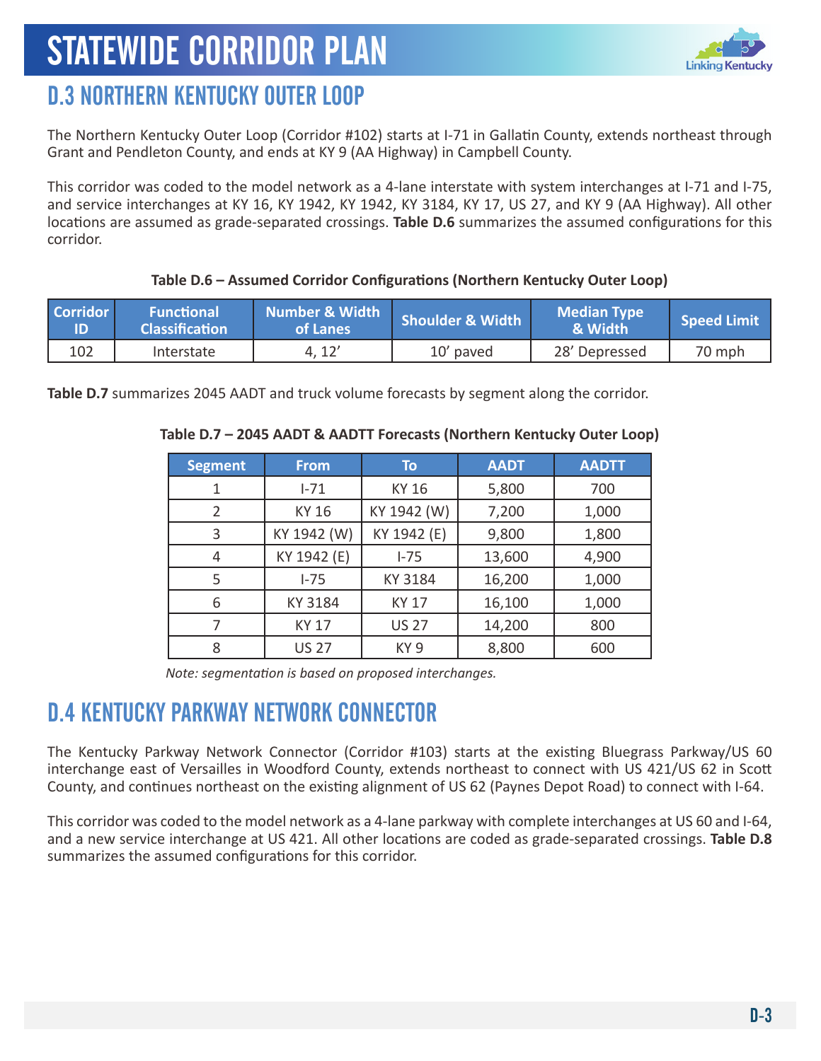## D.3 NORTHERN KENTUCKY OUTER LOOP

The Northern Kentucky Outer Loop (Corridor #102) starts at I-71 in Gallatin County, extends northeast through Grant and Pendleton County, and ends at KY 9 (AA Highway) in Campbell County.

This corridor was coded to the model network as a 4-lane interstate with system interchanges at I-71 and I-75, and service interchanges at KY 16, KY 1942, KY 1942, KY 3184, KY 17, US 27, and KY 9 (AA Highway). All other locations are assumed as grade-separated crossings. **Table D.6** summarizes the assumed configurations for this corridor.

**Table D.6 – Assumed Corridor Configurations (Northern Kentucky Outer Loop)**

| Corridor ID | Functional Classification | Number & Width of Lanes | Shoulder & Width | Median Type & Width | Speed Limit |
|---|---|---|---|---|---|
| 102 | Interstate | 4, 12' | 10' paved | 28' Depressed | 70 mph |

**Table D.7** summarizes 2045 AADT and truck volume forecasts by segment along the corridor.

**Table D.7 – 2045 AADT & AADTT Forecasts (Northern Kentucky Outer Loop)**

| Segment | From | To | AADT | AADTT |
|---|---|---|---|---|
| 1 | I-71 | KY 16 | 5,800 | 700 |
| 2 | KY 16 | KY 1942 (W) | 7,200 | 1,000 |
| 3 | KY 1942 (W) | KY 1942 (E) | 9,800 | 1,800 |
| 4 | KY 1942 (E) | I-75 | 13,600 | 4,900 |
| 5 | I-75 | KY 3184 | 16,200 | 1,000 |
| 6 | KY 3184 | KY 17 | 16,100 | 1,000 |
| 7 | KY 17 | US 27 | 14,200 | 800 |
| 8 | US 27 | KY 9 | 8,800 | 600 |

*Note: segmentation is based on proposed interchanges.*

## D.4 KENTUCKY PARKWAY NETWORK CONNECTOR

The Kentucky Parkway Network Connector (Corridor #103) starts at the existing Bluegrass Parkway/US 60 interchange east of Versailles in Woodford County, extends northeast to connect with US 421/US 62 in Scott County, and continues northeast on the existing alignment of US 62 (Paynes Depot Road) to connect with I-64.

This corridor was coded to the model network as a 4-lane parkway with complete interchanges at US 60 and I-64, and a new service interchange at US 421. All other locations are coded as grade-separated crossings. **Table D.8** summarizes the assumed configurations for this corridor.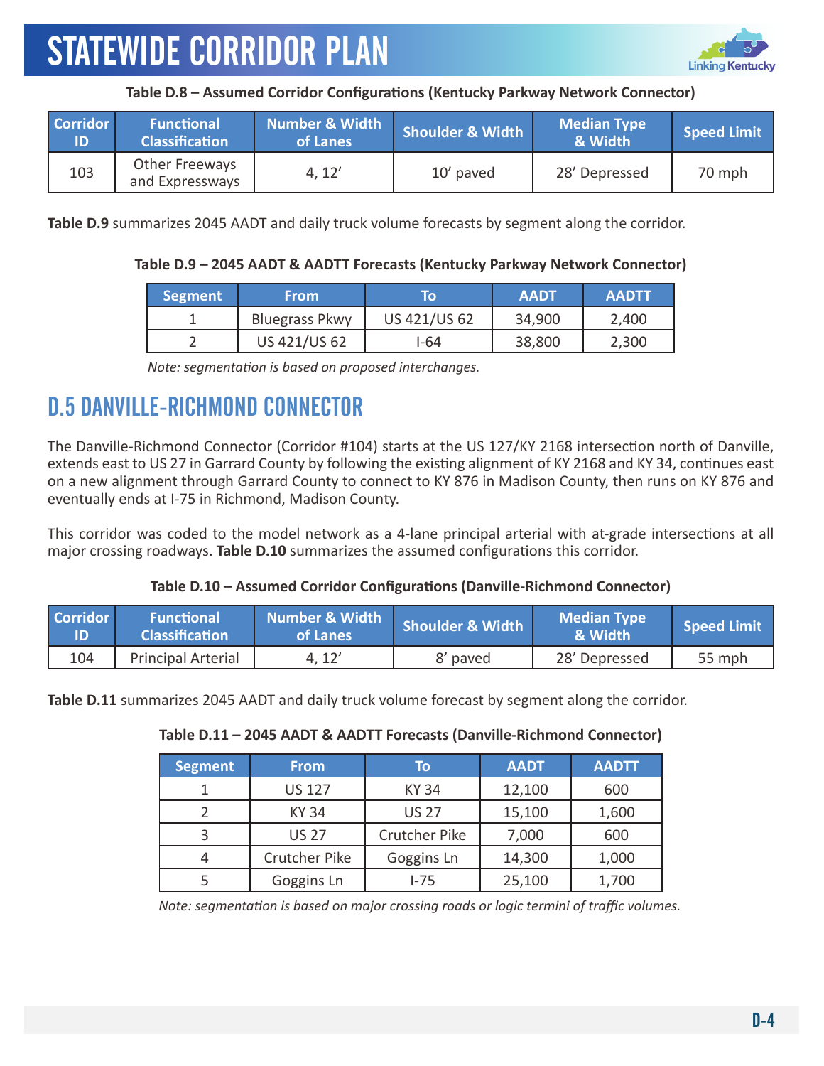**Table D.8 – Assumed Corridor Configurations (Kentucky Parkway Network Connector)**

| Corridor ID | Functional Classification | Number & Width of Lanes | Shoulder & Width | Median Type & Width | Speed Limit |
|---|---|---|---|---|---|
| 103 | Other Freeways and Expressways | 4, 12' | 10' paved | 28' Depressed | 70 mph |

**Table D.9** summarizes 2045 AADT and daily truck volume forecasts by segment along the corridor.

**Table D.9 – 2045 AADT & AADTT Forecasts (Kentucky Parkway Network Connector)**

| Segment | From | To | AADT | AADTT |
|---|---|---|---|---|
| 1 | Bluegrass Pkwy | US 421/US 62 | 34,900 | 2,400 |
| 2 | US 421/US 62 | I-64 | 38,800 | 2,300 |

*Note: segmentation is based on proposed interchanges.*

## D.5 DANVILLE-RICHMOND CONNECTOR

The Danville-Richmond Connector (Corridor #104) starts at the US 127/KY 2168 intersection north of Danville, extends east to US 27 in Garrard County by following the existing alignment of KY 2168 and KY 34, continues east on a new alignment through Garrard County to connect to KY 876 in Madison County, then runs on KY 876 and eventually ends at I-75 in Richmond, Madison County.

This corridor was coded to the model network as a 4-lane principal arterial with at-grade intersections at all major crossing roadways. **Table D.10** summarizes the assumed configurations this corridor.

**Table D.10 – Assumed Corridor Configurations (Danville-Richmond Connector)**

| Corridor ID | Functional Classification | Number & Width of Lanes | Shoulder & Width | Median Type & Width | Speed Limit |
|---|---|---|---|---|---|
| 104 | Principal Arterial | 4, 12' | 8' paved | 28' Depressed | 55 mph |

**Table D.11** summarizes 2045 AADT and daily truck volume forecast by segment along the corridor.

**Table D.11 – 2045 AADT & AADTT Forecasts (Danville-Richmond Connector)**

| Segment | From | To | AADT | AADTT |
|---|---|---|---|---|
| 1 | US 127 | KY 34 | 12,100 | 600 |
| 2 | KY 34 | US 27 | 15,100 | 1,600 |
| 3 | US 27 | Crutcher Pike | 7,000 | 600 |
| 4 | Crutcher Pike | Goggins Ln | 14,300 | 1,000 |
| 5 | Goggins Ln | I-75 | 25,100 | 1,700 |

*Note: segmentation is based on major crossing roads or logic termini of traffic volumes.*